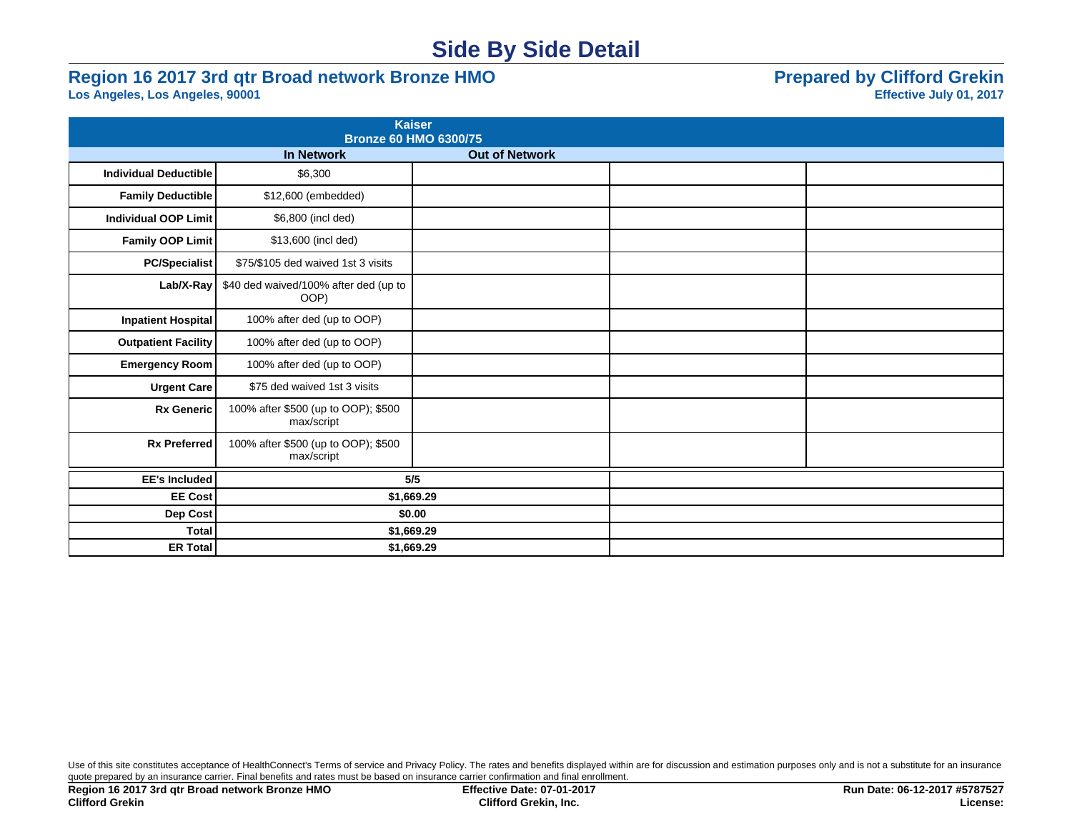# Side By Side Detail

## Region 16 2017 3rd qtr Broad network Bronze HMO

**Los Angeles, Los Angeles, 90001**

## Prepared by Clifford Grekin

**Effective July 01, 2017**

| | Kaiser Bronze 60 HMO 6300/75 | | | |
|---|---|---|---|---|
| | **In Network** | **Out of Network** | | |
| **Individual Deductible** | $6,300 | | | |
| **Family Deductible** | $12,600 (embedded) | | | |
| **Individual OOP Limit** | $6,800 (incl ded) | | | |
| **Family OOP Limit** | $13,600 (incl ded) | | | |
| **PC/Specialist** | $75/$105 ded waived 1st 3 visits | | | |
| **Lab/X-Ray** | $40 ded waived/100% after ded (up to OOP) | | | |
| **Inpatient Hospital** | 100% after ded (up to OOP) | | | |
| **Outpatient Facility** | 100% after ded (up to OOP) | | | |
| **Emergency Room** | 100% after ded (up to OOP) | | | |
| **Urgent Care** | $75 ded waived 1st 3 visits | | | |
| **Rx Generic** | 100% after $500 (up to OOP); $500 max/script | | | |
| **Rx Preferred** | 100% after $500 (up to OOP); $500 max/script | | | |

| | | |
|---|---|---|
| **EE's Included** | **5/5** | |
| **EE Cost** | **$1,669.29** | |
| **Dep Cost** | **$0.00** | |
| **Total** | **$1,669.29** | |
| **ER Total** | **$1,669.29** | |

Use of this site constitutes acceptance of HealthConnect's Terms of service and Privacy Policy. The rates and benefits displayed within are for discussion and estimation purposes only and is not a substitute for an insurance quote prepared by an insurance carrier. Final benefits and rates must be based on insurance carrier confirmation and final enrollment.

**Region 16 2017 3rd qtr Broad network Bronze HMO** | **Effective Date: 07-01-2017** | **Run Date: 06-12-2017 #5787527**

**Clifford Grekin** | **Clifford Grekin, Inc.** | **License:**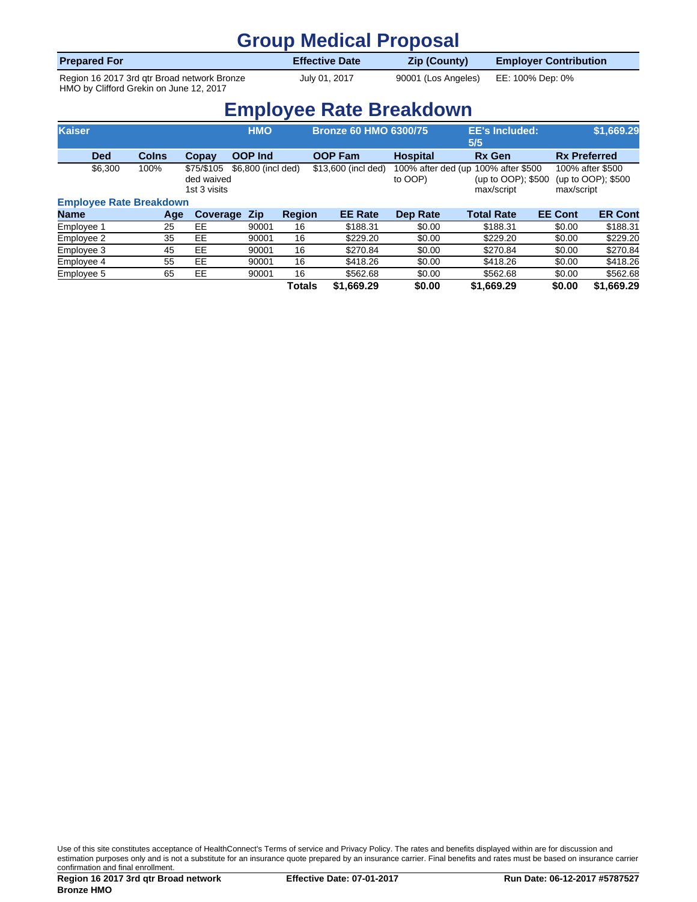# Group Medical Proposal

| Prepared For | Effective Date | Zip (County) | Employer Contribution |
| --- | --- | --- | --- |
| Region 16 2017 3rd qtr Broad network Bronze HMO by Clifford Grekin on June 12, 2017 | July 01, 2017 | 90001 (Los Angeles) | EE: 100% Dep: 0% |

# Employee Rate Breakdown

| Kaiser | HMO | Bronze 60 HMO 6300/75 | EE's Included: 5/5 | $1,669.29 |
| --- | --- | --- | --- | --- |

| Ded | CoIns | Copay | OOP Ind | OOP Fam | Hospital | Rx Gen | Rx Preferred |
| --- | --- | --- | --- | --- | --- | --- | --- |
| $6,300 | 100% | $75/$105 ded waived 1st 3 visits | $6,800 (incl ded) | $13,600 (incl ded) | 100% after ded (up to OOP) | 100% after $500 (up to OOP); $500 max/script | 100% after $500 (up to OOP); $500 max/script |

### Employee Rate Breakdown

| Name | Age | Coverage | Zip | Region | EE Rate | Dep Rate | Total Rate | EE Cont | ER Cont |
| --- | --- | --- | --- | --- | --- | --- | --- | --- | --- |
| Employee 1 | 25 | EE | 90001 | 16 | $188.31 | $0.00 | $188.31 | $0.00 | $188.31 |
| Employee 2 | 35 | EE | 90001 | 16 | $229.20 | $0.00 | $229.20 | $0.00 | $229.20 |
| Employee 3 | 45 | EE | 90001 | 16 | $270.84 | $0.00 | $270.84 | $0.00 | $270.84 |
| Employee 4 | 55 | EE | 90001 | 16 | $418.26 | $0.00 | $418.26 | $0.00 | $418.26 |
| Employee 5 | 65 | EE | 90001 | 16 | $562.68 | $0.00 | $562.68 | $0.00 | $562.68 |
| | | | | **Totals** | **$1,669.29** | **$0.00** | **$1,669.29** | **$0.00** | **$1,669.29** |

Use of this site constitutes acceptance of HealthConnect's Terms of service and Privacy Policy. The rates and benefits displayed within are for discussion and estimation purposes only and is not a substitute for an insurance quote prepared by an insurance carrier. Final benefits and rates must be based on insurance carrier confirmation and final enrollment.

**Region 16 2017 3rd qtr Broad network Bronze HMO** **Effective Date: 07-01-2017** **Run Date: 06-12-2017 #5787527**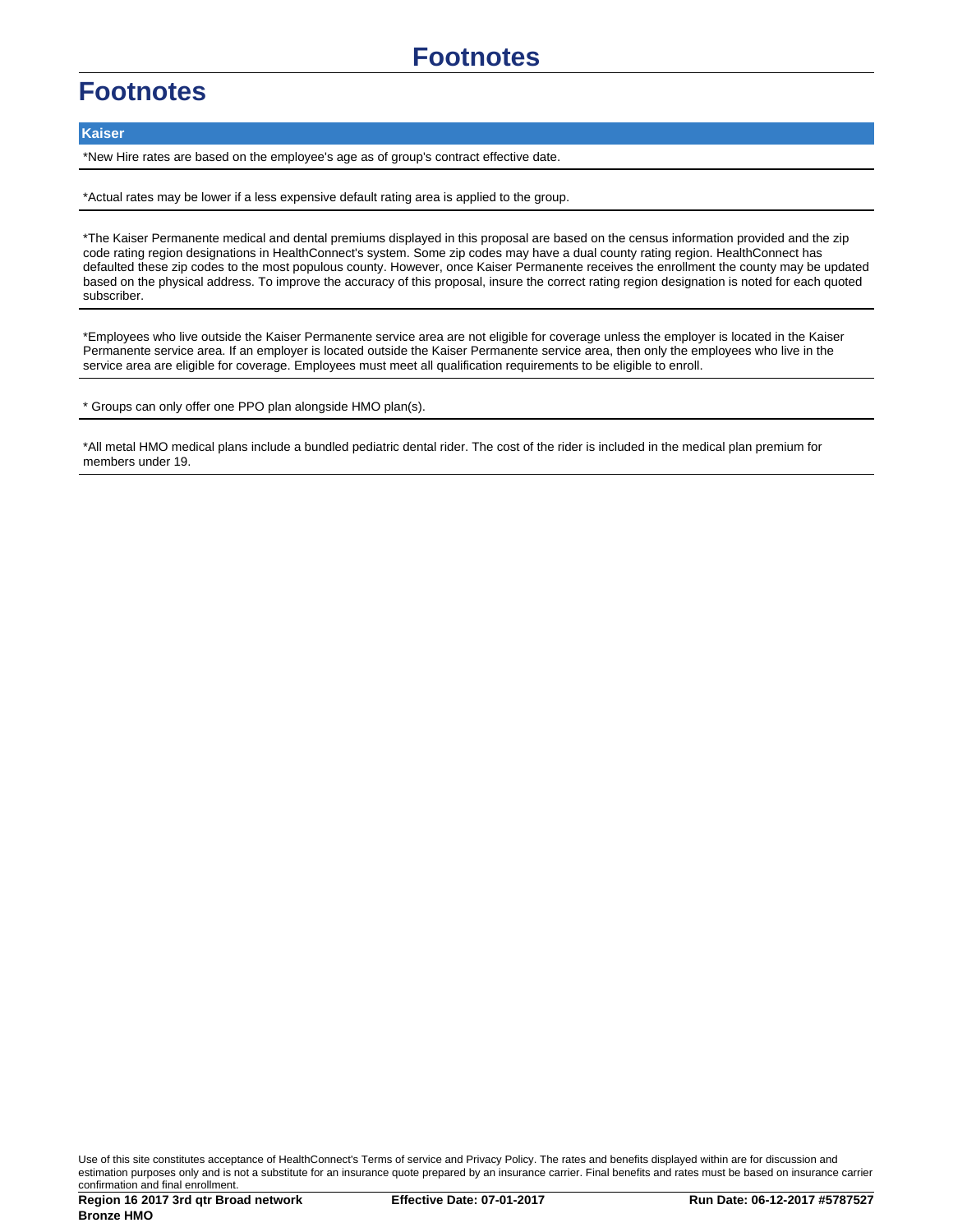# Footnotes

## Kaiser

*New Hire rates are based on the employee's age as of group's contract effective date.

*Actual rates may be lower if a less expensive default rating area is applied to the group.

*The Kaiser Permanente medical and dental premiums displayed in this proposal are based on the census information provided and the zip code rating region designations in HealthConnect's system. Some zip codes may have a dual county rating region. HealthConnect has defaulted these zip codes to the most populous county. However, once Kaiser Permanente receives the enrollment the county may be updated based on the physical address. To improve the accuracy of this proposal, insure the correct rating region designation is noted for each quoted subscriber.

*Employees who live outside the Kaiser Permanente service area are not eligible for coverage unless the employer is located in the Kaiser Permanente service area. If an employer is located outside the Kaiser Permanente service area, then only the employees who live in the service area are eligible for coverage. Employees must meet all qualification requirements to be eligible to enroll.

* Groups can only offer one PPO plan alongside HMO plan(s).

*All metal HMO medical plans include a bundled pediatric dental rider. The cost of the rider is included in the medical plan premium for members under 19.

Use of this site constitutes acceptance of HealthConnect's Terms of service and Privacy Policy. The rates and benefits displayed within are for discussion and estimation purposes only and is not a substitute for an insurance quote prepared by an insurance carrier. Final benefits and rates must be based on insurance carrier confirmation and final enrollment.

**Region 16 2017 3rd qtr Broad network Bronze HMO** **Effective Date: 07-01-2017** **Run Date: 06-12-2017 #5787527**